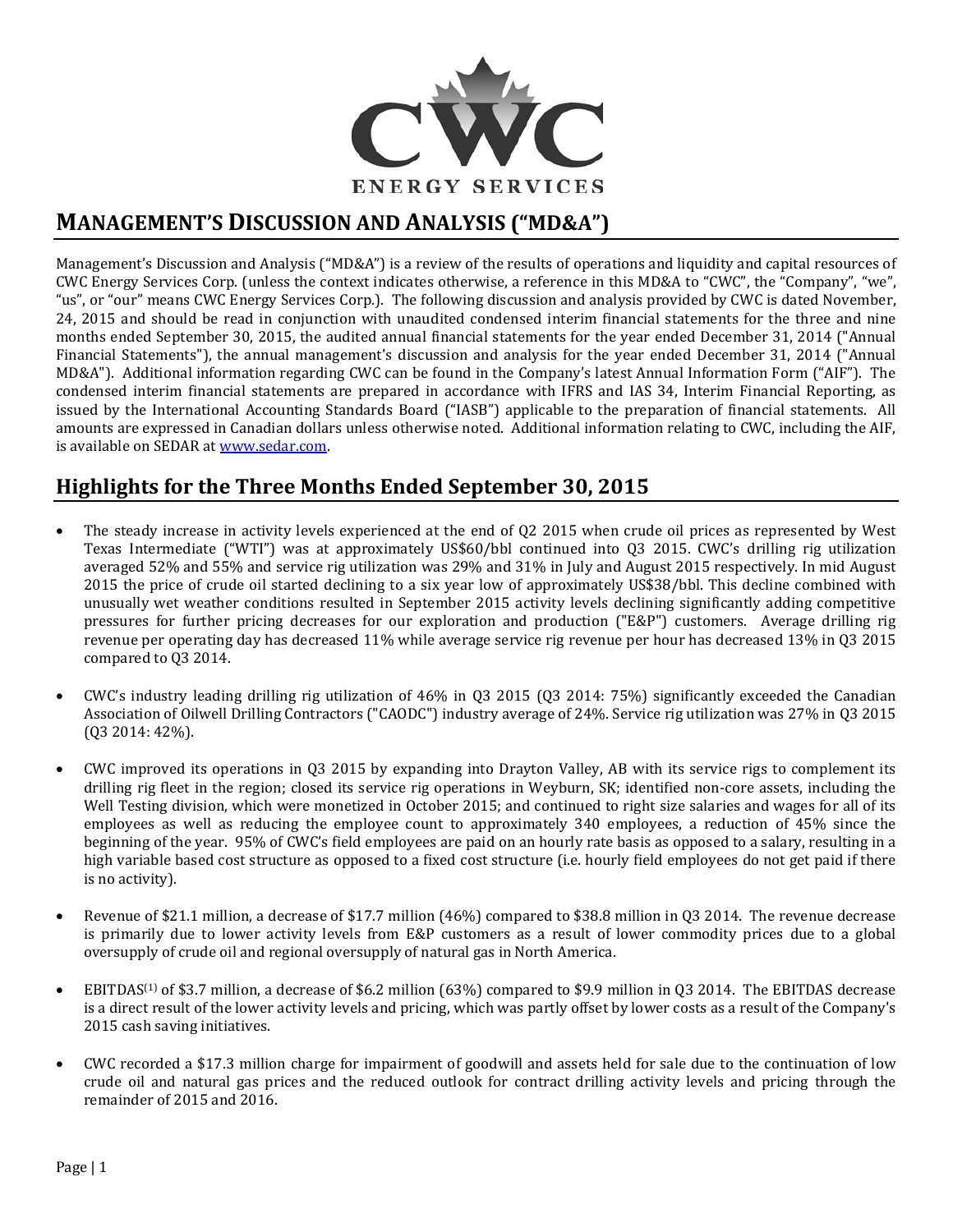# MANAGEMENT'S DISCUSSION AND ANALYSIS ("MD&A")

Management's Discussion and Analysis ("MD&A") is a review of the results of operations and liquidity and capital resources of CWC Energy Services Corp. (unless the context indicates otherwise, a reference in this MD&A to "CWC", the "Company", "we", "us", or "our" means CWC Energy Services Corp.). The following discussion and analysis provided by CWC is dated November, 24, 2015 and should be read in conjunction with unaudited condensed interim financial statements for the three and nine months ended September 30, 2015, the audited annual financial statements for the year ended December 31, 2014 ("Annual Financial Statements"), the annual management's discussion and analysis for the year ended December 31, 2014 ("Annual MD&A"). Additional information regarding CWC can be found in the Company's latest Annual Information Form ("AIF"). The condensed interim financial statements are prepared in accordance with IFRS and IAS 34, Interim Financial Reporting, as issued by the International Accounting Standards Board ("IASB") applicable to the preparation of financial statements. All amounts are expressed in Canadian dollars unless otherwise noted. Additional information relating to CWC, including the AIF, is available on SEDAR at www.sedar.com.

## Highlights for the Three Months Ended September 30, 2015

- The steady increase in activity levels experienced at the end of Q2 2015 when crude oil prices as represented by West Texas Intermediate ("WTI") was at approximately US$60/bbl continued into Q3 2015. CWC's drilling rig utilization averaged 52% and 55% and service rig utilization was 29% and 31% in July and August 2015 respectively. In mid August 2015 the price of crude oil started declining to a six year low of approximately US$38/bbl. This decline combined with unusually wet weather conditions resulted in September 2015 activity levels declining significantly adding competitive pressures for further pricing decreases for our exploration and production ("E&P") customers. Average drilling rig revenue per operating day has decreased 11% while average service rig revenue per hour has decreased 13% in Q3 2015 compared to Q3 2014.

- CWC's industry leading drilling rig utilization of 46% in Q3 2015 (Q3 2014: 75%) significantly exceeded the Canadian Association of Oilwell Drilling Contractors ("CAODC") industry average of 24%. Service rig utilization was 27% in Q3 2015 (Q3 2014: 42%).

- CWC improved its operations in Q3 2015 by expanding into Drayton Valley, AB with its service rigs to complement its drilling rig fleet in the region; closed its service rig operations in Weyburn, SK; identified non-core assets, including the Well Testing division, which were monetized in October 2015; and continued to right size salaries and wages for all of its employees as well as reducing the employee count to approximately 340 employees, a reduction of 45% since the beginning of the year. 95% of CWC's field employees are paid on an hourly rate basis as opposed to a salary, resulting in a high variable based cost structure as opposed to a fixed cost structure (i.e. hourly field employees do not get paid if there is no activity).

- Revenue of $21.1 million, a decrease of $17.7 million (46%) compared to $38.8 million in Q3 2014. The revenue decrease is primarily due to lower activity levels from E&P customers as a result of lower commodity prices due to a global oversupply of crude oil and regional oversupply of natural gas in North America.

- EBITDAS[1] of $3.7 million, a decrease of $6.2 million (63%) compared to $9.9 million in Q3 2014. The EBITDAS decrease is a direct result of the lower activity levels and pricing, which was partly offset by lower costs as a result of the Company's 2015 cash saving initiatives.

- CWC recorded a $17.3 million charge for impairment of goodwill and assets held for sale due to the continuation of low crude oil and natural gas prices and the reduced outlook for contract drilling activity levels and pricing through the remainder of 2015 and 2016.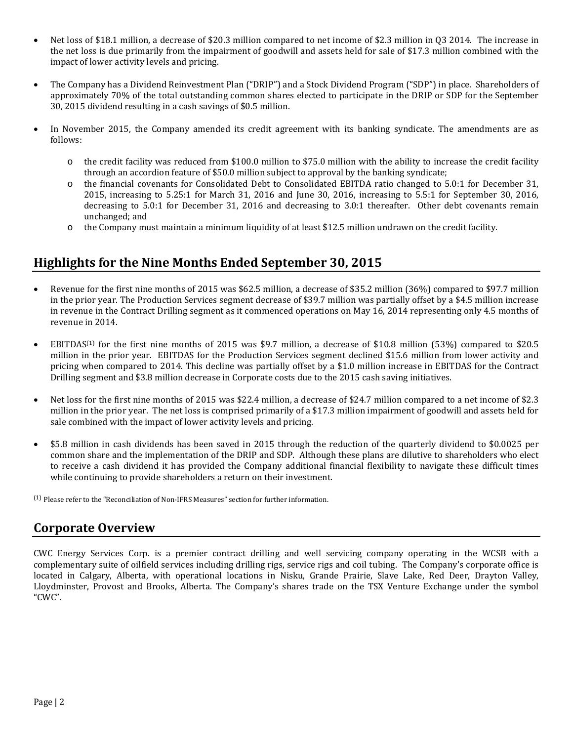- Net loss of $18.1 million, a decrease of $20.3 million compared to net income of $2.3 million in Q3 2014. The increase in the net loss is due primarily from the impairment of goodwill and assets held for sale of $17.3 million combined with the impact of lower activity levels and pricing.

- The Company has a Dividend Reinvestment Plan ("DRIP") and a Stock Dividend Program ("SDP") in place. Shareholders of approximately 70% of the total outstanding common shares elected to participate in the DRIP or SDP for the September 30, 2015 dividend resulting in a cash savings of $0.5 million.

- In November 2015, the Company amended its credit agreement with its banking syndicate. The amendments are as follows:

  - the credit facility was reduced from $100.0 million to $75.0 million with the ability to increase the credit facility through an accordion feature of $50.0 million subject to approval by the banking syndicate;
  - the financial covenants for Consolidated Debt to Consolidated EBITDA ratio changed to 5.0:1 for December 31, 2015, increasing to 5.25:1 for March 31, 2016 and June 30, 2016, increasing to 5.5:1 for September 30, 2016, decreasing to 5.0:1 for December 31, 2016 and decreasing to 3.0:1 thereafter. Other debt covenants remain unchanged; and
  - the Company must maintain a minimum liquidity of at least $12.5 million undrawn on the credit facility.

## Highlights for the Nine Months Ended September 30, 2015

- Revenue for the first nine months of 2015 was $62.5 million, a decrease of $35.2 million (36%) compared to $97.7 million in the prior year. The Production Services segment decrease of $39.7 million was partially offset by a $4.5 million increase in revenue in the Contract Drilling segment as it commenced operations on May 16, 2014 representing only 4.5 months of revenue in 2014.

- EBITDAS[(1)] for the first nine months of 2015 was $9.7 million, a decrease of $10.8 million (53%) compared to $20.5 million in the prior year. EBITDAS for the Production Services segment declined $15.6 million from lower activity and pricing when compared to 2014. This decline was partially offset by a $1.0 million increase in EBITDAS for the Contract Drilling segment and $3.8 million decrease in Corporate costs due to the 2015 cash saving initiatives.

- Net loss for the first nine months of 2015 was $22.4 million, a decrease of $24.7 million compared to a net income of $2.3 million in the prior year. The net loss is comprised primarily of a $17.3 million impairment of goodwill and assets held for sale combined with the impact of lower activity levels and pricing.

- $5.8 million in cash dividends has been saved in 2015 through the reduction of the quarterly dividend to $0.0025 per common share and the implementation of the DRIP and SDP. Although these plans are dilutive to shareholders who elect to receive a cash dividend it has provided the Company additional financial flexibility to navigate these difficult times while continuing to provide shareholders a return on their investment.

(1) Please refer to the "Reconciliation of Non-IFRS Measures" section for further information.

## Corporate Overview

CWC Energy Services Corp. is a premier contract drilling and well servicing company operating in the WCSB with a complementary suite of oilfield services including drilling rigs, service rigs and coil tubing. The Company's corporate office is located in Calgary, Alberta, with operational locations in Nisku, Grande Prairie, Slave Lake, Red Deer, Drayton Valley, Lloydminster, Provost and Brooks, Alberta. The Company's shares trade on the TSX Venture Exchange under the symbol "CWC".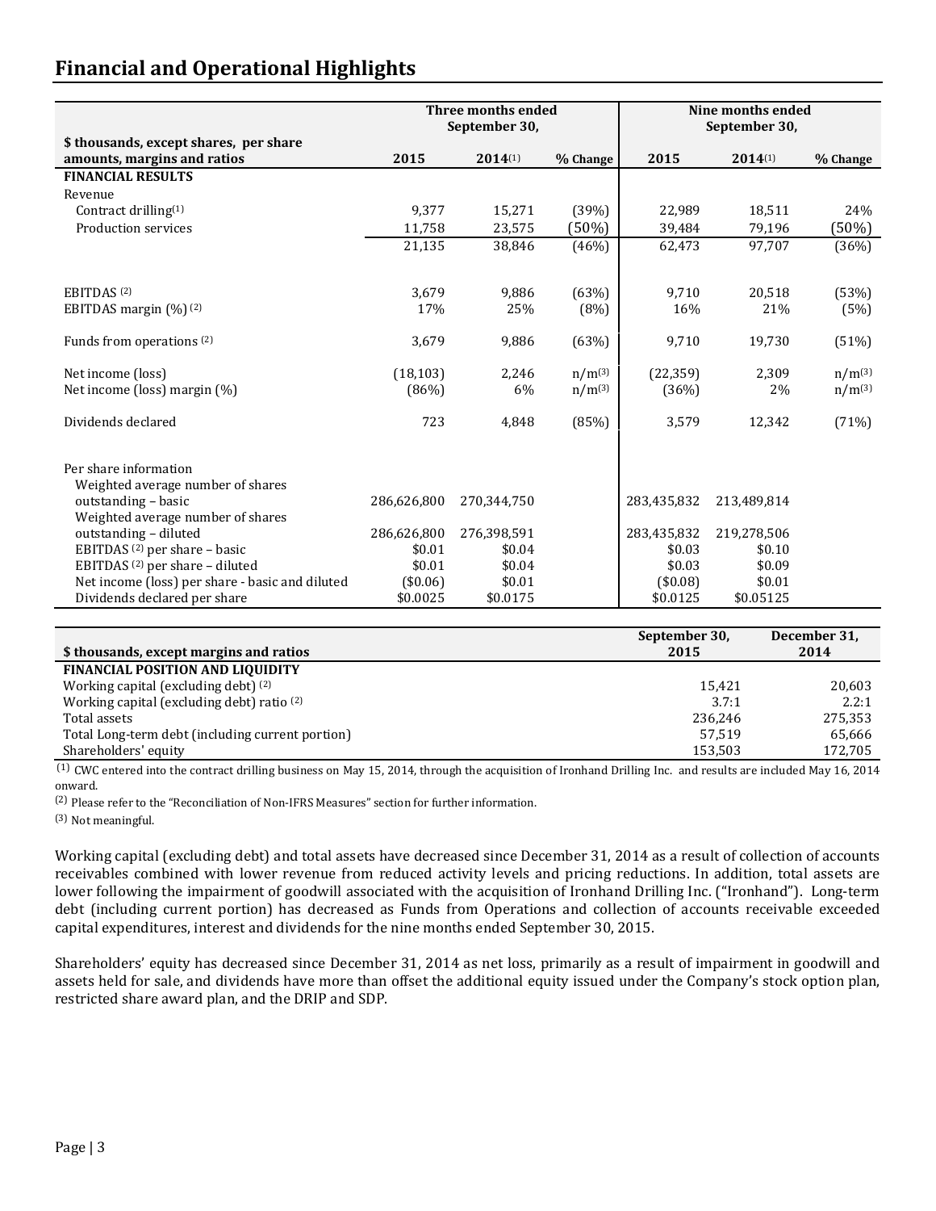## Financial and Operational Highlights

| $ thousands, except shares, per share amounts, margins and ratios | Three months ended September 30, 2015 | 2014[1] | % Change | Nine months ended September 30, 2015 | 2014[1] | % Change |
|---|---|---|---|---|---|---|
| **FINANCIAL RESULTS** | | | | | | |
| Revenue | | | | | | |
| Contract drilling[1] | 9,377 | 15,271 | (39%) | 22,989 | 18,511 | 24% |
| Production services | 11,758 | 23,575 | (50%) | 39,484 | 79,196 | (50%) |
| | 21,135 | 38,846 | (46%) | 62,473 | 97,707 | (36%) |
| EBITDAS [2] | 3,679 | 9,886 | (63%) | 9,710 | 20,518 | (53%) |
| EBITDAS margin (%) [2] | 17% | 25% | (8%) | 16% | 21% | (5%) |
| Funds from operations [2] | 3,679 | 9,886 | (63%) | 9,710 | 19,730 | (51%) |
| Net income (loss) | (18,103) | 2,246 | n/m[3] | (22,359) | 2,309 | n/m[3] |
| Net income (loss) margin (%) | (86%) | 6% | n/m[3] | (36%) | 2% | n/m[3] |
| Dividends declared | 723 | 4,848 | (85%) | 3,579 | 12,342 | (71%) |
| Per share information | | | | | | |
| Weighted average number of shares outstanding – basic | 286,626,800 | 270,344,750 | | 283,435,832 | 213,489,814 | |
| Weighted average number of shares outstanding – diluted | 286,626,800 | 276,398,591 | | 283,435,832 | 219,278,506 | |
| EBITDAS [2] per share – basic | $0.01 | $0.04 | | $0.03 | $0.10 | |
| EBITDAS [2] per share – diluted | $0.01 | $0.04 | | $0.03 | $0.09 | |
| Net income (loss) per share - basic and diluted | ($0.06) | $0.01 | | ($0.08) | $0.01 | |
| Dividends declared per share | $0.0025 | $0.0175 | | $0.0125 | $0.05125 | |

| $ thousands, except margins and ratios | September 30, 2015 | December 31, 2014 |
|---|---|---|
| **FINANCIAL POSITION AND LIQUIDITY** | | |
| Working capital (excluding debt) [2] | 15,421 | 20,603 |
| Working capital (excluding debt) ratio [2] | 3.7:1 | 2.2:1 |
| Total assets | 236,246 | 275,353 |
| Total Long-term debt (including current portion) | 57,519 | 65,666 |
| Shareholders' equity | 153,503 | 172,705 |

[1] CWC entered into the contract drilling business on May 15, 2014, through the acquisition of Ironhand Drilling Inc. and results are included May 16, 2014 onward.

[2] Please refer to the "Reconciliation of Non-IFRS Measures" section for further information.

[3] Not meaningful.

Working capital (excluding debt) and total assets have decreased since December 31, 2014 as a result of collection of accounts receivables combined with lower revenue from reduced activity levels and pricing reductions. In addition, total assets are lower following the impairment of goodwill associated with the acquisition of Ironhand Drilling Inc. ("Ironhand"). Long-term debt (including current portion) has decreased as Funds from Operations and collection of accounts receivable exceeded capital expenditures, interest and dividends for the nine months ended September 30, 2015.

Shareholders' equity has decreased since December 31, 2014 as net loss, primarily as a result of impairment in goodwill and assets held for sale, and dividends have more than offset the additional equity issued under the Company's stock option plan, restricted share award plan, and the DRIP and SDP.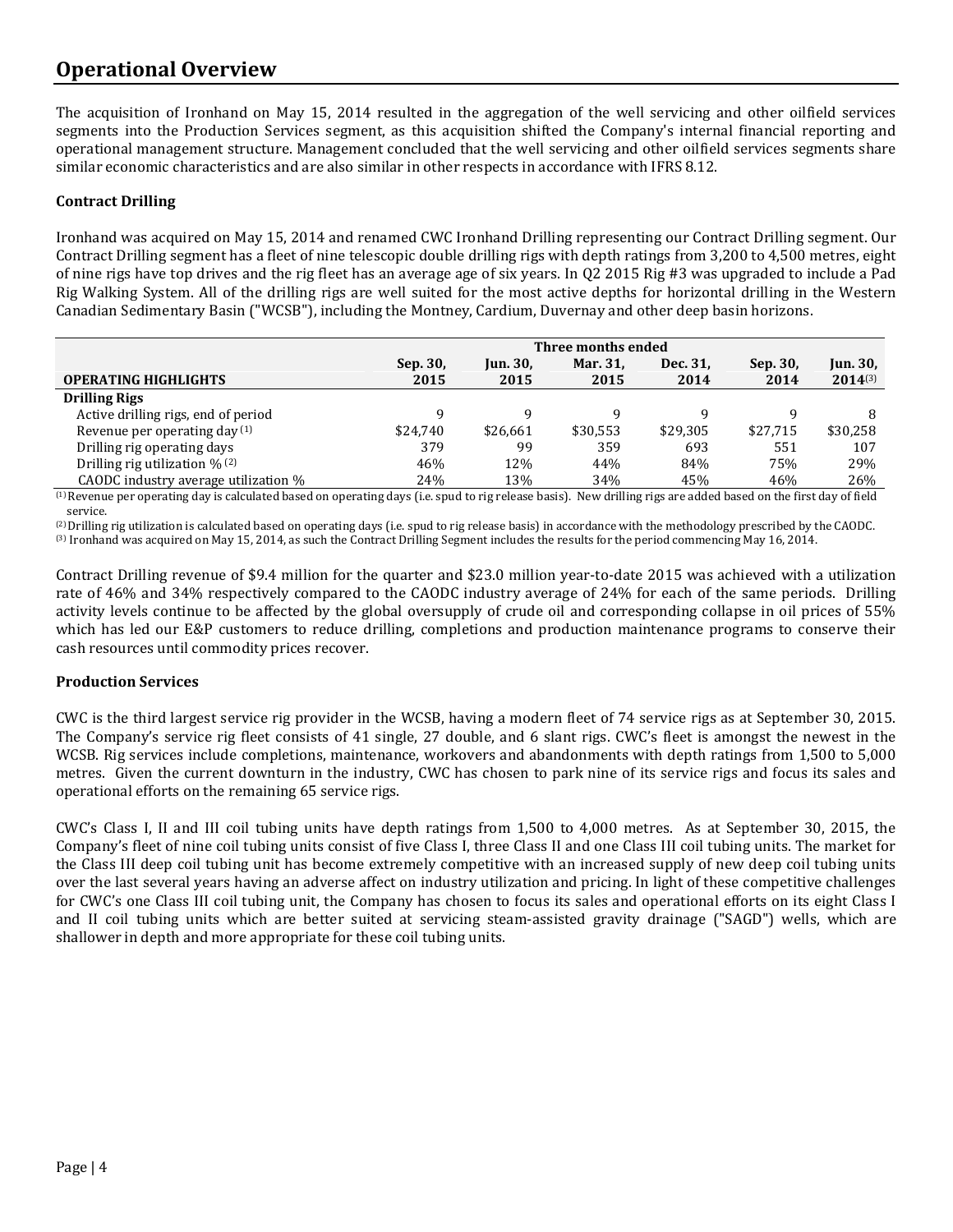# Operational Overview

The acquisition of Ironhand on May 15, 2014 resulted in the aggregation of the well servicing and other oilfield services segments into the Production Services segment, as this acquisition shifted the Company's internal financial reporting and operational management structure. Management concluded that the well servicing and other oilfield services segments share similar economic characteristics and are also similar in other respects in accordance with IFRS 8.12.

### Contract Drilling

Ironhand was acquired on May 15, 2014 and renamed CWC Ironhand Drilling representing our Contract Drilling segment. Our Contract Drilling segment has a fleet of nine telescopic double drilling rigs with depth ratings from 3,200 to 4,500 metres, eight of nine rigs have top drives and the rig fleet has an average age of six years. In Q2 2015 Rig #3 was upgraded to include a Pad Rig Walking System. All of the drilling rigs are well suited for the most active depths for horizontal drilling in the Western Canadian Sedimentary Basin ("WCSB"), including the Montney, Cardium, Duvernay and other deep basin horizons.

| | Three months ended | | | | | |
|---|---|---|---|---|---|---|
| **OPERATING HIGHLIGHTS** | **Sep. 30, 2015** | **Jun. 30, 2015** | **Mar. 31, 2015** | **Dec. 31, 2014** | **Sep. 30, 2014** | **Jun. 30, 2014**[3] |
| **Drilling Rigs** | | | | | | |
| Active drilling rigs, end of period | 9 | 9 | 9 | 9 | 9 | 8 |
| Revenue per operating day [1] | $24,740 | $26,661 | $30,553 | $29,305 | $27,715 | $30,258 |
| Drilling rig operating days | 379 | 99 | 359 | 693 | 551 | 107 |
| Drilling rig utilization % [2] | 46% | 12% | 44% | 84% | 75% | 29% |
| CAODC industry average utilization % | 24% | 13% | 34% | 45% | 46% | 26% |

[1] Revenue per operating day is calculated based on operating days (i.e. spud to rig release basis). New drilling rigs are added based on the first day of field service.

[2] Drilling rig utilization is calculated based on operating days (i.e. spud to rig release basis) in accordance with the methodology prescribed by the CAODC.

[3] Ironhand was acquired on May 15, 2014, as such the Contract Drilling Segment includes the results for the period commencing May 16, 2014.

Contract Drilling revenue of $9.4 million for the quarter and $23.0 million year-to-date 2015 was achieved with a utilization rate of 46% and 34% respectively compared to the CAODC industry average of 24% for each of the same periods. Drilling activity levels continue to be affected by the global oversupply of crude oil and corresponding collapse in oil prices of 55% which has led our E&P customers to reduce drilling, completions and production maintenance programs to conserve their cash resources until commodity prices recover.

### Production Services

CWC is the third largest service rig provider in the WCSB, having a modern fleet of 74 service rigs as at September 30, 2015. The Company's service rig fleet consists of 41 single, 27 double, and 6 slant rigs. CWC's fleet is amongst the newest in the WCSB. Rig services include completions, maintenance, workovers and abandonments with depth ratings from 1,500 to 5,000 metres. Given the current downturn in the industry, CWC has chosen to park nine of its service rigs and focus its sales and operational efforts on the remaining 65 service rigs.

CWC's Class I, II and III coil tubing units have depth ratings from 1,500 to 4,000 metres. As at September 30, 2015, the Company's fleet of nine coil tubing units consist of five Class I, three Class II and one Class III coil tubing units. The market for the Class III deep coil tubing unit has become extremely competitive with an increased supply of new deep coil tubing units over the last several years having an adverse affect on industry utilization and pricing. In light of these competitive challenges for CWC's one Class III coil tubing unit, the Company has chosen to focus its sales and operational efforts on its eight Class I and II coil tubing units which are better suited at servicing steam-assisted gravity drainage ("SAGD") wells, which are shallower in depth and more appropriate for these coil tubing units.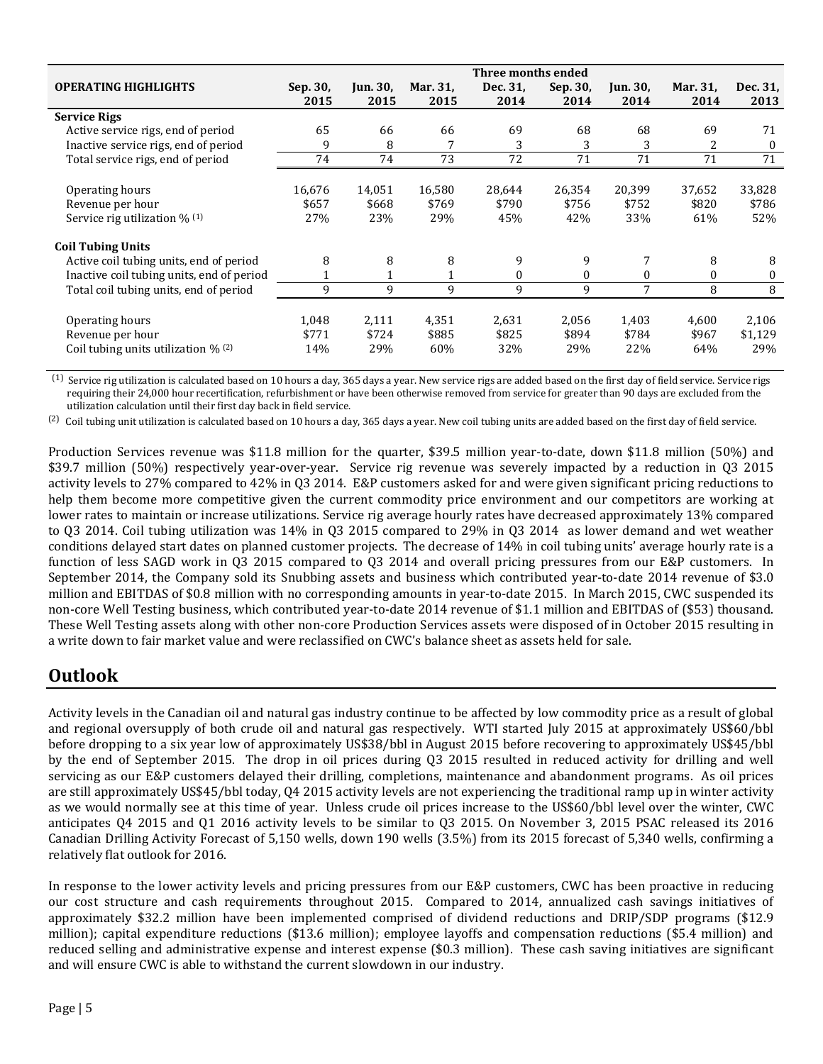| OPERATING HIGHLIGHTS | Three months ended Sep. 30, 2015 | Jun. 30, 2015 | Mar. 31, 2015 | Dec. 31, 2014 | Sep. 30, 2014 | Jun. 30, 2014 | Mar. 31, 2014 | Dec. 31, 2013 |
|---|---|---|---|---|---|---|---|---|
| **Service Rigs** | | | | | | | | |
| Active service rigs, end of period | 65 | 66 | 66 | 69 | 68 | 68 | 69 | 71 |
| Inactive service rigs, end of period | 9 | 8 | 7 | 3 | 3 | 3 | 2 | 0 |
| Total service rigs, end of period | 74 | 74 | 73 | 72 | 71 | 71 | 71 | 71 |
| | | | | | | | | |
| Operating hours | 16,676 | 14,051 | 16,580 | 28,644 | 26,354 | 20,399 | 37,652 | 33,828 |
| Revenue per hour | $657 | $668 | $769 | $790 | $756 | $752 | $820 | $786 |
| Service rig utilization % (1) | 27% | 23% | 29% | 45% | 42% | 33% | 61% | 52% |
| | | | | | | | | |
| **Coil Tubing Units** | | | | | | | | |
| Active coil tubing units, end of period | 8 | 8 | 8 | 9 | 9 | 7 | 8 | 8 |
| Inactive coil tubing units, end of period | 1 | 1 | 1 | 0 | 0 | 0 | 0 | 0 |
| Total coil tubing units, end of period | 9 | 9 | 9 | 9 | 9 | 7 | 8 | 8 |
| | | | | | | | | |
| Operating hours | 1,048 | 2,111 | 4,351 | 2,631 | 2,056 | 1,403 | 4,600 | 2,106 |
| Revenue per hour | $771 | $724 | $885 | $825 | $894 | $784 | $967 | $1,129 |
| Coil tubing units utilization % (2) | 14% | 29% | 60% | 32% | 29% | 22% | 64% | 29% |

(1) Service rig utilization is calculated based on 10 hours a day, 365 days a year. New service rigs are added based on the first day of field service. Service rigs requiring their 24,000 hour recertification, refurbishment or have been otherwise removed from service for greater than 90 days are excluded from the utilization calculation until their first day back in field service.

(2) Coil tubing unit utilization is calculated based on 10 hours a day, 365 days a year. New coil tubing units are added based on the first day of field service.

Production Services revenue was $11.8 million for the quarter, $39.5 million year-to-date, down $11.8 million (50%) and $39.7 million (50%) respectively year-over-year. Service rig revenue was severely impacted by a reduction in Q3 2015 activity levels to 27% compared to 42% in Q3 2014. E&P customers asked for and were given significant pricing reductions to help them become more competitive given the current commodity price environment and our competitors are working at lower rates to maintain or increase utilizations. Service rig average hourly rates have decreased approximately 13% compared to Q3 2014. Coil tubing utilization was 14% in Q3 2015 compared to 29% in Q3 2014 as lower demand and wet weather conditions delayed start dates on planned customer projects. The decrease of 14% in coil tubing units' average hourly rate is a function of less SAGD work in Q3 2015 compared to Q3 2014 and overall pricing pressures from our E&P customers. In September 2014, the Company sold its Snubbing assets and business which contributed year-to-date 2014 revenue of $3.0 million and EBITDAS of $0.8 million with no corresponding amounts in year-to-date 2015. In March 2015, CWC suspended its non-core Well Testing business, which contributed year-to-date 2014 revenue of $1.1 million and EBITDAS of ($53) thousand. These Well Testing assets along with other non-core Production Services assets were disposed of in October 2015 resulting in a write down to fair market value and were reclassified on CWC's balance sheet as assets held for sale.

## Outlook

Activity levels in the Canadian oil and natural gas industry continue to be affected by low commodity price as a result of global and regional oversupply of both crude oil and natural gas respectively. WTI started July 2015 at approximately US$60/bbl before dropping to a six year low of approximately US$38/bbl in August 2015 before recovering to approximately US$45/bbl by the end of September 2015. The drop in oil prices during Q3 2015 resulted in reduced activity for drilling and well servicing as our E&P customers delayed their drilling, completions, maintenance and abandonment programs. As oil prices are still approximately US$45/bbl today, Q4 2015 activity levels are not experiencing the traditional ramp up in winter activity as we would normally see at this time of year. Unless crude oil prices increase to the US$60/bbl level over the winter, CWC anticipates Q4 2015 and Q1 2016 activity levels to be similar to Q3 2015. On November 3, 2015 PSAC released its 2016 Canadian Drilling Activity Forecast of 5,150 wells, down 190 wells (3.5%) from its 2015 forecast of 5,340 wells, confirming a relatively flat outlook for 2016.

In response to the lower activity levels and pricing pressures from our E&P customers, CWC has been proactive in reducing our cost structure and cash requirements throughout 2015. Compared to 2014, annualized cash savings initiatives of approximately $32.2 million have been implemented comprised of dividend reductions and DRIP/SDP programs ($12.9 million); capital expenditure reductions ($13.6 million); employee layoffs and compensation reductions ($5.4 million) and reduced selling and administrative expense and interest expense ($0.3 million). These cash saving initiatives are significant and will ensure CWC is able to withstand the current slowdown in our industry.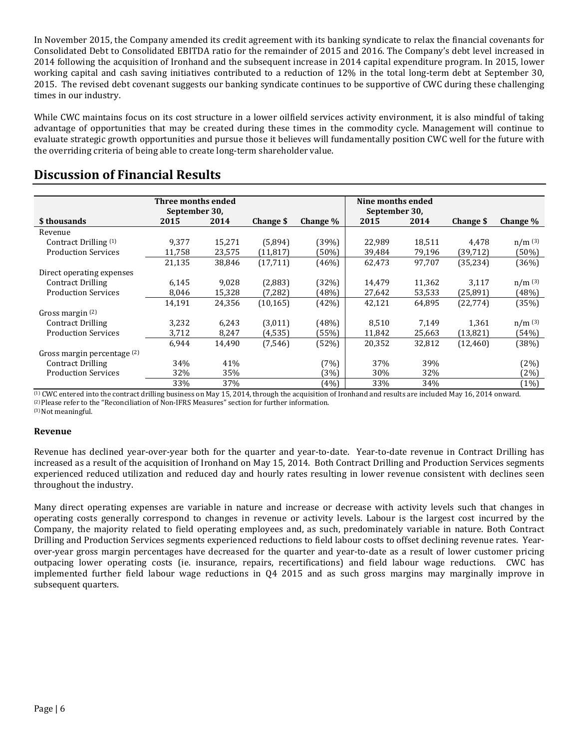In November 2015, the Company amended its credit agreement with its banking syndicate to relax the financial covenants for Consolidated Debt to Consolidated EBITDA ratio for the remainder of 2015 and 2016. The Company's debt level increased in 2014 following the acquisition of Ironhand and the subsequent increase in 2014 capital expenditure program. In 2015, lower working capital and cash saving initiatives contributed to a reduction of 12% in the total long-term debt at September 30, 2015. The revised debt covenant suggests our banking syndicate continues to be supportive of CWC during these challenging times in our industry.

While CWC maintains focus on its cost structure in a lower oilfield services activity environment, it is also mindful of taking advantage of opportunities that may be created during these times in the commodity cycle. Management will continue to evaluate strategic growth opportunities and pursue those it believes will fundamentally position CWC well for the future with the overriding criteria of being able to create long-term shareholder value.

# Discussion of Financial Results

| | Three months ended September 30, | | | | Nine months ended September 30, | | | |
|---|---|---|---|---|---|---|---|---|
| $ thousands | 2015 | 2014 | Change $ | Change % | 2015 | 2014 | Change $ | Change % |
| Revenue | | | | | | | | |
| Contract Drilling [1] | 9,377 | 15,271 | (5,894) | (39%) | 22,989 | 18,511 | 4,478 | n/m [3] |
| Production Services | 11,758 | 23,575 | (11,817) | (50%) | 39,484 | 79,196 | (39,712) | (50%) |
| | 21,135 | 38,846 | (17,711) | (46%) | 62,473 | 97,707 | (35,234) | (36%) |
| Direct operating expenses | | | | | | | | |
| Contract Drilling | 6,145 | 9,028 | (2,883) | (32%) | 14,479 | 11,362 | 3,117 | n/m [3] |
| Production Services | 8,046 | 15,328 | (7,282) | (48%) | 27,642 | 53,533 | (25,891) | (48%) |
| | 14,191 | 24,356 | (10,165) | (42%) | 42,121 | 64,895 | (22,774) | (35%) |
| Gross margin [2] | | | | | | | | |
| Contract Drilling | 3,232 | 6,243 | (3,011) | (48%) | 8,510 | 7,149 | 1,361 | n/m [3] |
| Production Services | 3,712 | 8,247 | (4,535) | (55%) | 11,842 | 25,663 | (13,821) | (54%) |
| | 6,944 | 14,490 | (7,546) | (52%) | 20,352 | 32,812 | (12,460) | (38%) |
| Gross margin percentage [2] | | | | | | | | |
| Contract Drilling | 34% | 41% | | (7%) | 37% | 39% | | (2%) |
| Production Services | 32% | 35% | | (3%) | 30% | 32% | | (2%) |
| | 33% | 37% | | (4%) | 33% | 34% | | (1%) |

[1] CWC entered into the contract drilling business on May 15, 2014, through the acquisition of Ironhand and results are included May 16, 2014 onward.
[2] Please refer to the "Reconciliation of Non-IFRS Measures" section for further information.
[3] Not meaningful.

**Revenue**

Revenue has declined year-over-year both for the quarter and year-to-date. Year-to-date revenue in Contract Drilling has increased as a result of the acquisition of Ironhand on May 15, 2014. Both Contract Drilling and Production Services segments experienced reduced utilization and reduced day and hourly rates resulting in lower revenue consistent with declines seen throughout the industry.

Many direct operating expenses are variable in nature and increase or decrease with activity levels such that changes in operating costs generally correspond to changes in revenue or activity levels. Labour is the largest cost incurred by the Company, the majority related to field operating employees and, as such, predominately variable in nature. Both Contract Drilling and Production Services segments experienced reductions to field labour costs to offset declining revenue rates. Year-over-year gross margin percentages have decreased for the quarter and year-to-date as a result of lower customer pricing outpacing lower operating costs (ie. insurance, repairs, recertifications) and field labour wage reductions. CWC has implemented further field labour wage reductions in Q4 2015 and as such gross margins may marginally improve in subsequent quarters.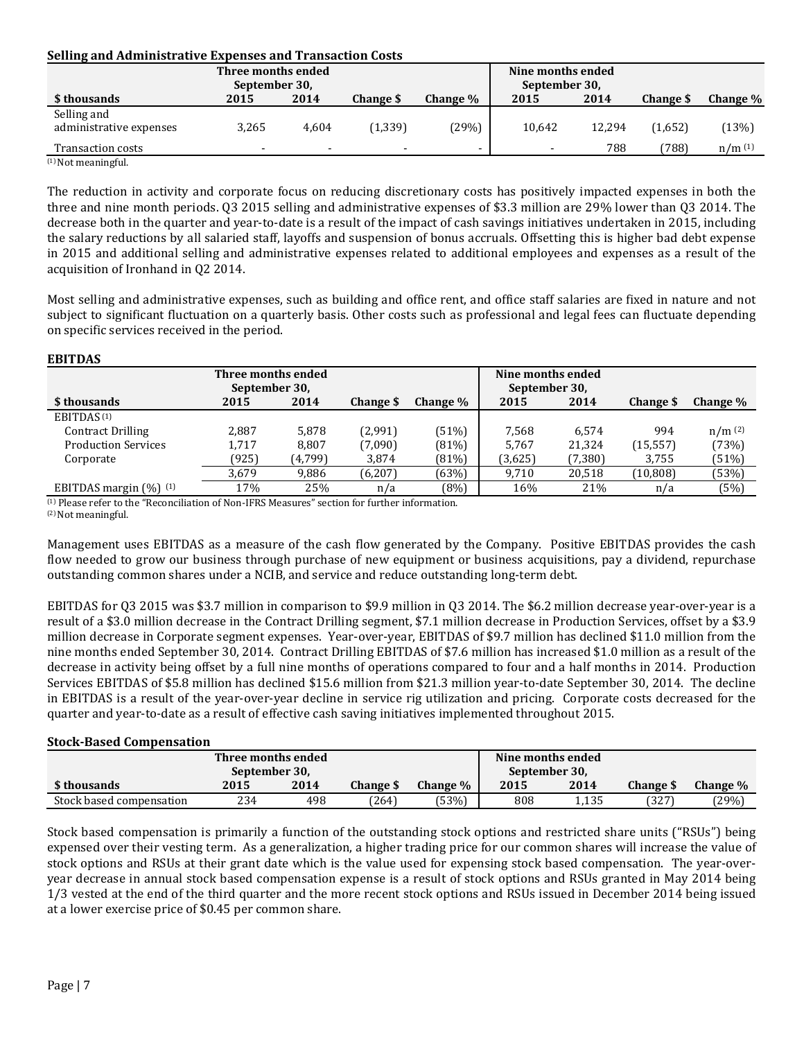**Selling and Administrative Expenses and Transaction Costs**

| $ thousands | Three months ended September 30, 2015 | 2014 | Change $ | Change % | Nine months ended September 30, 2015 | 2014 | Change $ | Change % |
|---|---|---|---|---|---|---|---|---|
| Selling and administrative expenses | 3,265 | 4,604 | (1,339) | (29%) | 10,642 | 12,294 | (1,652) | (13%) |
| Transaction costs | - | - | - | - | - | 788 | (788) | n/m [(1)] |

[(1)] Not meaningful.

The reduction in activity and corporate focus on reducing discretionary costs has positively impacted expenses in both the three and nine month periods. Q3 2015 selling and administrative expenses of $3.3 million are 29% lower than Q3 2014. The decrease both in the quarter and year-to-date is a result of the impact of cash savings initiatives undertaken in 2015, including the salary reductions by all salaried staff, layoffs and suspension of bonus accruals. Offsetting this is higher bad debt expense in 2015 and additional selling and administrative expenses related to additional employees and expenses as a result of the acquisition of Ironhand in Q2 2014.

Most selling and administrative expenses, such as building and office rent, and office staff salaries are fixed in nature and not subject to significant fluctuation on a quarterly basis. Other costs such as professional and legal fees can fluctuate depending on specific services received in the period.

**EBITDAS**

| $ thousands | Three months ended September 30, 2015 | 2014 | Change $ | Change % | Nine months ended September 30, 2015 | 2014 | Change $ | Change % |
|---|---|---|---|---|---|---|---|---|
| EBITDAS [(1)] | | | | | | | | |
| Contract Drilling | 2,887 | 5,878 | (2,991) | (51%) | 7,568 | 6,574 | 994 | n/m [(2)] |
| Production Services | 1,717 | 8,807 | (7,090) | (81%) | 5,767 | 21,324 | (15,557) | (73%) |
| Corporate | (925) | (4,799) | 3,874 | (81%) | (3,625) | (7,380) | 3,755 | (51%) |
| | 3,679 | 9,886 | (6,207) | (63%) | 9,710 | 20,518 | (10,808) | (53%) |
| EBITDAS margin (%) [(1)] | 17% | 25% | n/a | (8%) | 16% | 21% | n/a | (5%) |

[(1)] Please refer to the "Reconciliation of Non-IFRS Measures" section for further information.
[(2)] Not meaningful.

Management uses EBITDAS as a measure of the cash flow generated by the Company. Positive EBITDAS provides the cash flow needed to grow our business through purchase of new equipment or business acquisitions, pay a dividend, repurchase outstanding common shares under a NCIB, and service and reduce outstanding long-term debt.

EBITDAS for Q3 2015 was $3.7 million in comparison to $9.9 million in Q3 2014. The $6.2 million decrease year-over-year is a result of a $3.0 million decrease in the Contract Drilling segment, $7.1 million decrease in Production Services, offset by a $3.9 million decrease in Corporate segment expenses. Year-over-year, EBITDAS of $9.7 million has declined $11.0 million from the nine months ended September 30, 2014. Contract Drilling EBITDAS of $7.6 million has increased $1.0 million as a result of the decrease in activity being offset by a full nine months of operations compared to four and a half months in 2014. Production Services EBITDAS of $5.8 million has declined $15.6 million from $21.3 million year-to-date September 30, 2014. The decline in EBITDAS is a result of the year-over-year decline in service rig utilization and pricing. Corporate costs decreased for the quarter and year-to-date as a result of effective cash saving initiatives implemented throughout 2015.

**Stock-Based Compensation**

| $ thousands | Three months ended September 30, 2015 | 2014 | Change $ | Change % | Nine months ended September 30, 2015 | 2014 | Change $ | Change % |
|---|---|---|---|---|---|---|---|---|
| Stock based compensation | 234 | 498 | (264) | (53%) | 808 | 1,135 | (327) | (29%) |

Stock based compensation is primarily a function of the outstanding stock options and restricted share units ("RSUs") being expensed over their vesting term. As a generalization, a higher trading price for our common shares will increase the value of stock options and RSUs at their grant date which is the value used for expensing stock based compensation. The year-over-year decrease in annual stock based compensation expense is a result of stock options and RSUs granted in May 2014 being 1/3 vested at the end of the third quarter and the more recent stock options and RSUs issued in December 2014 being issued at a lower exercise price of $0.45 per common share.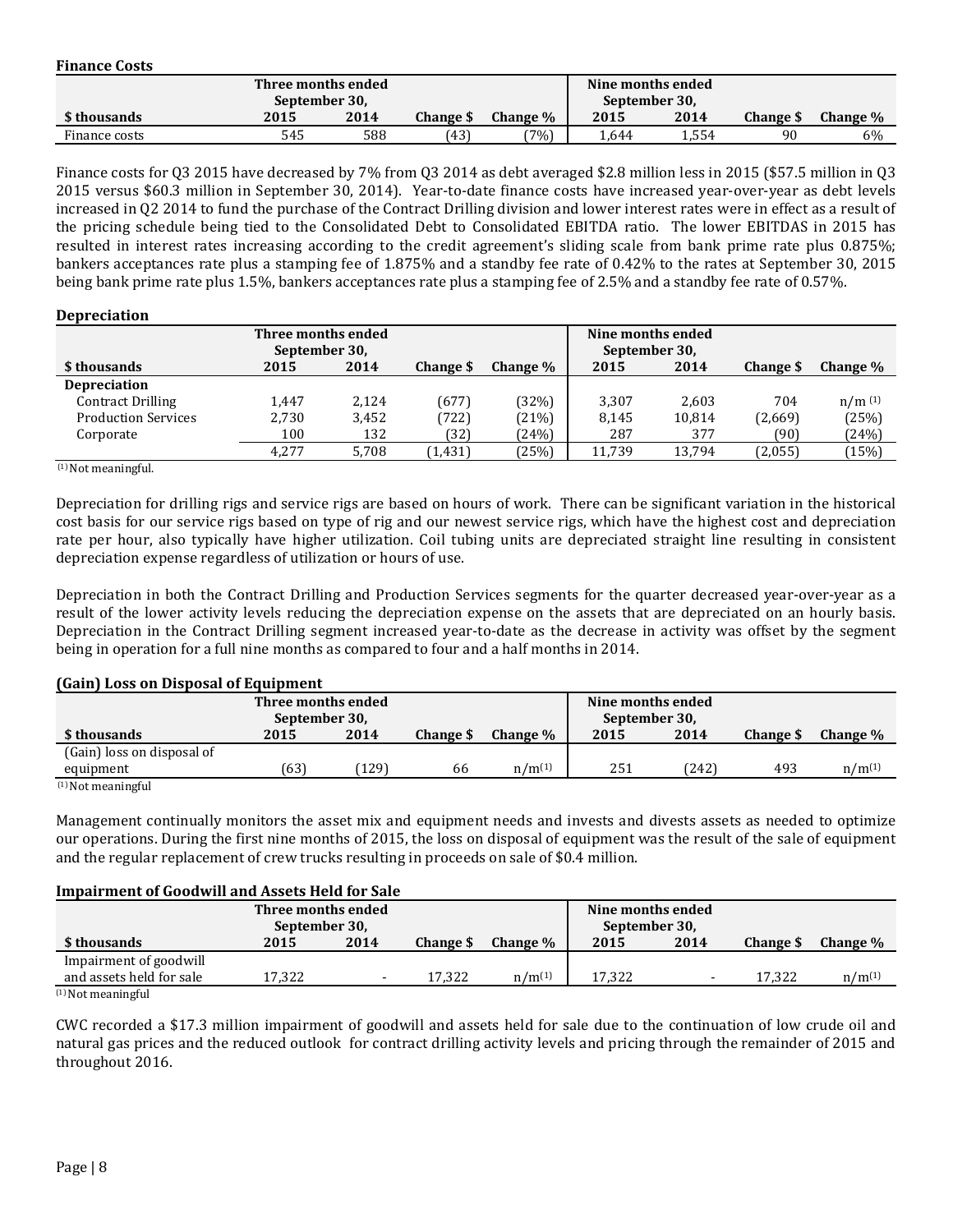**Finance Costs**

| $ thousands | Three months ended September 30, 2015 | 2014 | Change $ | Change % | Nine months ended September 30, 2015 | 2014 | Change $ | Change % |
|---|---|---|---|---|---|---|---|---|
| Finance costs | 545 | 588 | (43) | (7%) | 1,644 | 1,554 | 90 | 6% |

Finance costs for Q3 2015 have decreased by 7% from Q3 2014 as debt averaged $2.8 million less in 2015 ($57.5 million in Q3 2015 versus $60.3 million in September 30, 2014). Year-to-date finance costs have increased year-over-year as debt levels increased in Q2 2014 to fund the purchase of the Contract Drilling division and lower interest rates were in effect as a result of the pricing schedule being tied to the Consolidated Debt to Consolidated EBITDA ratio. The lower EBITDAS in 2015 has resulted in interest rates increasing according to the credit agreement's sliding scale from bank prime rate plus 0.875%; bankers acceptances rate plus a stamping fee of 1.875% and a standby fee rate of 0.42% to the rates at September 30, 2015 being bank prime rate plus 1.5%, bankers acceptances rate plus a stamping fee of 2.5% and a standby fee rate of 0.57%.

**Depreciation**

| $ thousands | Three months ended September 30, 2015 | 2014 | Change $ | Change % | Nine months ended September 30, 2015 | 2014 | Change $ | Change % |
|---|---|---|---|---|---|---|---|---|
| **Depreciation** | | | | | | | | |
| Contract Drilling | 1,447 | 2,124 | (677) | (32%) | 3,307 | 2,603 | 704 | n/m [1] |
| Production Services | 2,730 | 3,452 | (722) | (21%) | 8,145 | 10,814 | (2,669) | (25%) |
| Corporate | 100 | 132 | (32) | (24%) | 287 | 377 | (90) | (24%) |
| | 4,277 | 5,708 | (1,431) | (25%) | 11,739 | 13,794 | (2,055) | (15%) |

[1] Not meaningful.

Depreciation for drilling rigs and service rigs are based on hours of work. There can be significant variation in the historical cost basis for our service rigs based on type of rig and our newest service rigs, which have the highest cost and depreciation rate per hour, also typically have higher utilization. Coil tubing units are depreciated straight line resulting in consistent depreciation expense regardless of utilization or hours of use.

Depreciation in both the Contract Drilling and Production Services segments for the quarter decreased year-over-year as a result of the lower activity levels reducing the depreciation expense on the assets that are depreciated on an hourly basis. Depreciation in the Contract Drilling segment increased year-to-date as the decrease in activity was offset by the segment being in operation for a full nine months as compared to four and a half months in 2014.

**(Gain) Loss on Disposal of Equipment**

| $ thousands | Three months ended September 30, 2015 | 2014 | Change $ | Change % | Nine months ended September 30, 2015 | 2014 | Change $ | Change % |
|---|---|---|---|---|---|---|---|---|
| (Gain) loss on disposal of equipment | (63) | (129) | 66 | n/m[1] | 251 | (242) | 493 | n/m[1] |

[1] Not meaningful

Management continually monitors the asset mix and equipment needs and invests and divests assets as needed to optimize our operations. During the first nine months of 2015, the loss on disposal of equipment was the result of the sale of equipment and the regular replacement of crew trucks resulting in proceeds on sale of $0.4 million.

**Impairment of Goodwill and Assets Held for Sale**

| $ thousands | Three months ended September 30, 2015 | 2014 | Change $ | Change % | Nine months ended September 30, 2015 | 2014 | Change $ | Change % |
|---|---|---|---|---|---|---|---|---|
| Impairment of goodwill and assets held for sale | 17,322 | - | 17,322 | n/m[1] | 17,322 | - | 17,322 | n/m[1] |

[1] Not meaningful

CWC recorded a $17.3 million impairment of goodwill and assets held for sale due to the continuation of low crude oil and natural gas prices and the reduced outlook for contract drilling activity levels and pricing through the remainder of 2015 and throughout 2016.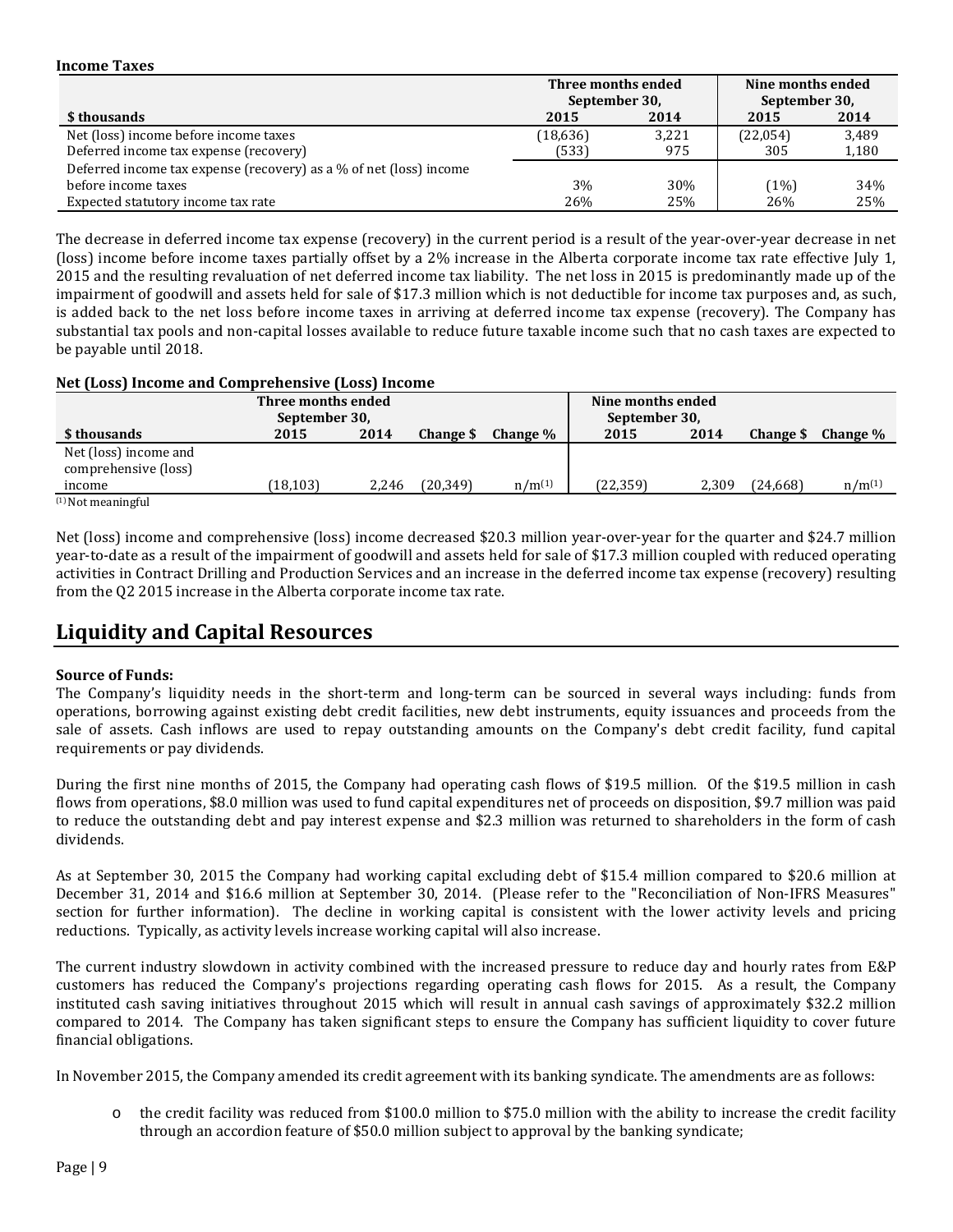**Income Taxes**

| $ thousands | Three months ended September 30, 2015 | Three months ended September 30, 2014 | Nine months ended September 30, 2015 | Nine months ended September 30, 2014 |
|---|---|---|---|---|
| Net (loss) income before income taxes | (18,636) | 3,221 | (22,054) | 3,489 |
| Deferred income tax expense (recovery) | (533) | 975 | 305 | 1,180 |
| Deferred income tax expense (recovery) as a % of net (loss) income before income taxes | 3% | 30% | (1%) | 34% |
| Expected statutory income tax rate | 26% | 25% | 26% | 25% |

The decrease in deferred income tax expense (recovery) in the current period is a result of the year-over-year decrease in net (loss) income before income taxes partially offset by a 2% increase in the Alberta corporate income tax rate effective July 1, 2015 and the resulting revaluation of net deferred income tax liability. The net loss in 2015 is predominantly made up of the impairment of goodwill and assets held for sale of $17.3 million which is not deductible for income tax purposes and, as such, is added back to the net loss before income taxes in arriving at deferred income tax expense (recovery). The Company has substantial tax pools and non-capital losses available to reduce future taxable income such that no cash taxes are expected to be payable until 2018.

**Net (Loss) Income and Comprehensive (Loss) Income**

| $ thousands | Three months ended September 30, 2015 | Three months ended September 30, 2014 | Change $ | Change % | Nine months ended September 30, 2015 | Nine months ended September 30, 2014 | Change $ | Change % |
|---|---|---|---|---|---|---|---|---|
| Net (loss) income and comprehensive (loss) income | (18,103) | 2,246 | (20,349) | n/m[(1)] | (22,359) | 2,309 | (24,668) | n/m[(1)] |

[(1)] Not meaningful

Net (loss) income and comprehensive (loss) income decreased $20.3 million year-over-year for the quarter and $24.7 million year-to-date as a result of the impairment of goodwill and assets held for sale of $17.3 million coupled with reduced operating activities in Contract Drilling and Production Services and an increase in the deferred income tax expense (recovery) resulting from the Q2 2015 increase in the Alberta corporate income tax rate.

# Liquidity and Capital Resources

**Source of Funds:**

The Company's liquidity needs in the short-term and long-term can be sourced in several ways including: funds from operations, borrowing against existing debt credit facilities, new debt instruments, equity issuances and proceeds from the sale of assets. Cash inflows are used to repay outstanding amounts on the Company's debt credit facility, fund capital requirements or pay dividends.

During the first nine months of 2015, the Company had operating cash flows of $19.5 million. Of the $19.5 million in cash flows from operations, $8.0 million was used to fund capital expenditures net of proceeds on disposition, $9.7 million was paid to reduce the outstanding debt and pay interest expense and $2.3 million was returned to shareholders in the form of cash dividends.

As at September 30, 2015 the Company had working capital excluding debt of $15.4 million compared to $20.6 million at December 31, 2014 and $16.6 million at September 30, 2014. (Please refer to the "Reconciliation of Non-IFRS Measures" section for further information). The decline in working capital is consistent with the lower activity levels and pricing reductions. Typically, as activity levels increase working capital will also increase.

The current industry slowdown in activity combined with the increased pressure to reduce day and hourly rates from E&P customers has reduced the Company's projections regarding operating cash flows for 2015. As a result, the Company instituted cash saving initiatives throughout 2015 which will result in annual cash savings of approximately $32.2 million compared to 2014. The Company has taken significant steps to ensure the Company has sufficient liquidity to cover future financial obligations.

In November 2015, the Company amended its credit agreement with its banking syndicate. The amendments are as follows:

- the credit facility was reduced from $100.0 million to $75.0 million with the ability to increase the credit facility through an accordion feature of $50.0 million subject to approval by the banking syndicate;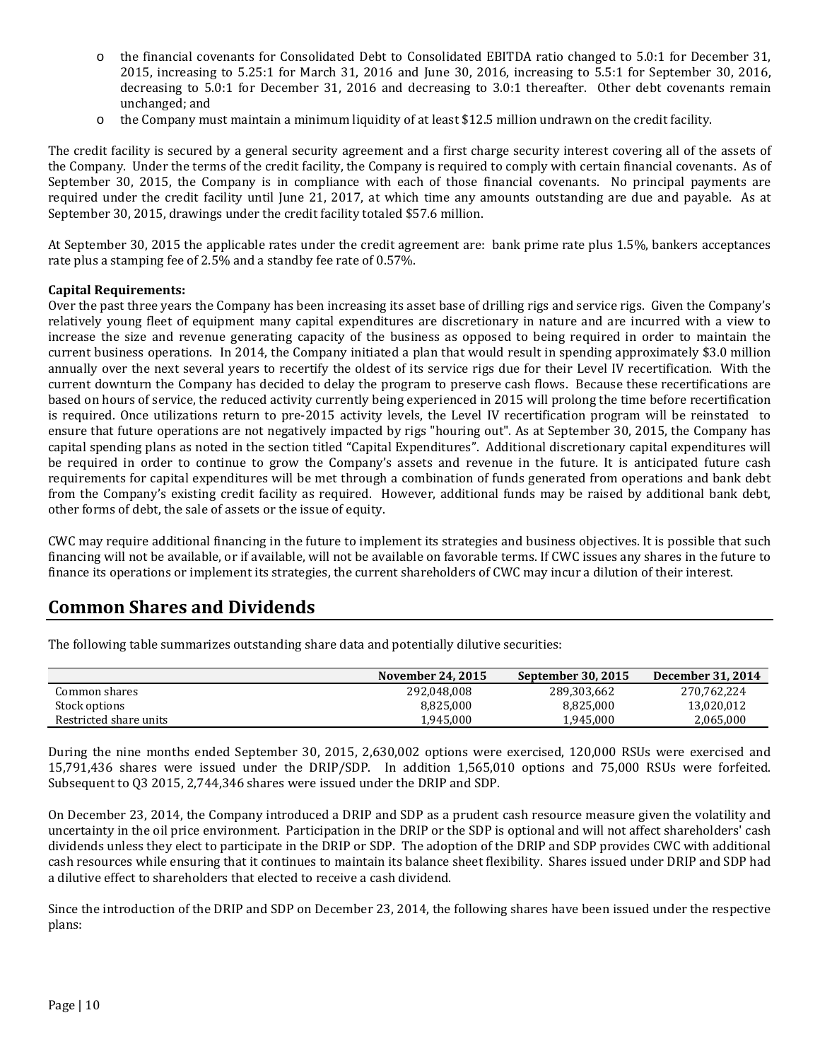- the financial covenants for Consolidated Debt to Consolidated EBITDA ratio changed to 5.0:1 for December 31, 2015, increasing to 5.25:1 for March 31, 2016 and June 30, 2016, increasing to 5.5:1 for September 30, 2016, decreasing to 5.0:1 for December 31, 2016 and decreasing to 3.0:1 thereafter. Other debt covenants remain unchanged; and
- the Company must maintain a minimum liquidity of at least $12.5 million undrawn on the credit facility.

The credit facility is secured by a general security agreement and a first charge security interest covering all of the assets of the Company. Under the terms of the credit facility, the Company is required to comply with certain financial covenants. As of September 30, 2015, the Company is in compliance with each of those financial covenants. No principal payments are required under the credit facility until June 21, 2017, at which time any amounts outstanding are due and payable. As at September 30, 2015, drawings under the credit facility totaled $57.6 million.

At September 30, 2015 the applicable rates under the credit agreement are: bank prime rate plus 1.5%, bankers acceptances rate plus a stamping fee of 2.5% and a standby fee rate of 0.57%.

**Capital Requirements:**
Over the past three years the Company has been increasing its asset base of drilling rigs and service rigs. Given the Company's relatively young fleet of equipment many capital expenditures are discretionary in nature and are incurred with a view to increase the size and revenue generating capacity of the business as opposed to being required in order to maintain the current business operations. In 2014, the Company initiated a plan that would result in spending approximately $3.0 million annually over the next several years to recertify the oldest of its service rigs due for their Level IV recertification. With the current downturn the Company has decided to delay the program to preserve cash flows. Because these recertifications are based on hours of service, the reduced activity currently being experienced in 2015 will prolong the time before recertification is required. Once utilizations return to pre-2015 activity levels, the Level IV recertification program will be reinstated to ensure that future operations are not negatively impacted by rigs "houring out". As at September 30, 2015, the Company has capital spending plans as noted in the section titled "Capital Expenditures". Additional discretionary capital expenditures will be required in order to continue to grow the Company's assets and revenue in the future. It is anticipated future cash requirements for capital expenditures will be met through a combination of funds generated from operations and bank debt from the Company's existing credit facility as required. However, additional funds may be raised by additional bank debt, other forms of debt, the sale of assets or the issue of equity.

CWC may require additional financing in the future to implement its strategies and business objectives. It is possible that such financing will not be available, or if available, will not be available on favorable terms. If CWC issues any shares in the future to finance its operations or implement its strategies, the current shareholders of CWC may incur a dilution of their interest.

## Common Shares and Dividends

The following table summarizes outstanding share data and potentially dilutive securities:

| | November 24, 2015 | September 30, 2015 | December 31, 2014 |
|---|---|---|---|
| Common shares | 292,048,008 | 289,303,662 | 270,762,224 |
| Stock options | 8,825,000 | 8,825,000 | 13,020,012 |
| Restricted share units | 1,945,000 | 1,945,000 | 2,065,000 |

During the nine months ended September 30, 2015, 2,630,002 options were exercised, 120,000 RSUs were exercised and 15,791,436 shares were issued under the DRIP/SDP. In addition 1,565,010 options and 75,000 RSUs were forfeited. Subsequent to Q3 2015, 2,744,346 shares were issued under the DRIP and SDP.

On December 23, 2014, the Company introduced a DRIP and SDP as a prudent cash resource measure given the volatility and uncertainty in the oil price environment. Participation in the DRIP or the SDP is optional and will not affect shareholders' cash dividends unless they elect to participate in the DRIP or SDP. The adoption of the DRIP and SDP provides CWC with additional cash resources while ensuring that it continues to maintain its balance sheet flexibility. Shares issued under DRIP and SDP had a dilutive effect to shareholders that elected to receive a cash dividend.

Since the introduction of the DRIP and SDP on December 23, 2014, the following shares have been issued under the respective plans: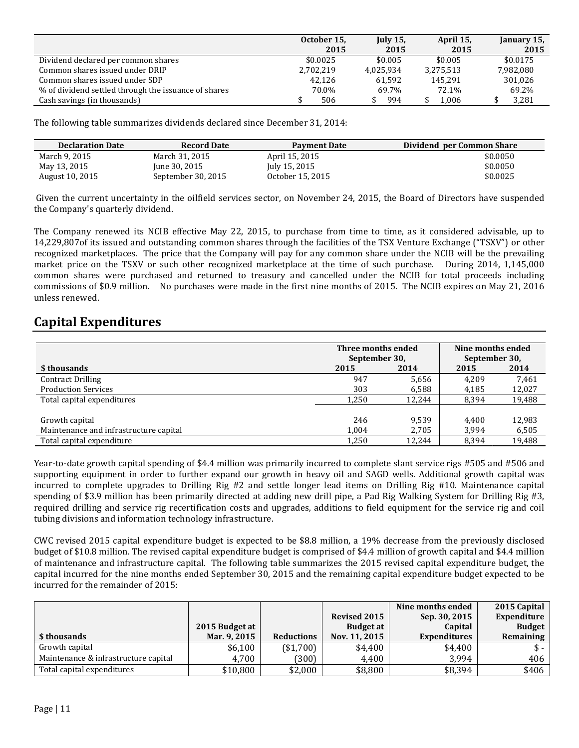| | October 15, 2015 | July 15, 2015 | April 15, 2015 | January 15, 2015 |
|---|---|---|---|---|
| Dividend declared per common shares | $0.0025 | $0.005 | $0.005 | $0.0175 |
| Common shares issued under DRIP | 2,702,219 | 4,025,934 | 3,275,513 | 7,982,080 |
| Common shares issued under SDP | 42,126 | 61,592 | 145,291 | 301,026 |
| % of dividend settled through the issuance of shares | 70.0% | 69.7% | 72.1% | 69.2% |
| Cash savings (in thousands) | $ 506 | $ 994 | $ 1,006 | $ 3,281 |

The following table summarizes dividends declared since December 31, 2014:

| Declaration Date | Record Date | Payment Date | Dividend per Common Share |
|---|---|---|---|
| March 9, 2015 | March 31, 2015 | April 15, 2015 | $0.0050 |
| May 13, 2015 | June 30, 2015 | July 15, 2015 | $0.0050 |
| August 10, 2015 | September 30, 2015 | October 15, 2015 | $0.0025 |

Given the current uncertainty in the oilfield services sector, on November 24, 2015, the Board of Directors have suspended the Company's quarterly dividend.

The Company renewed its NCIB effective May 22, 2015, to purchase from time to time, as it considered advisable, up to 14,229,807of its issued and outstanding common shares through the facilities of the TSX Venture Exchange ("TSXV") or other recognized marketplaces. The price that the Company will pay for any common share under the NCIB will be the prevailing market price on the TSXV or such other recognized marketplace at the time of such purchase. During 2014, 1,145,000 common shares were purchased and returned to treasury and cancelled under the NCIB for total proceeds including commissions of $0.9 million. No purchases were made in the first nine months of 2015. The NCIB expires on May 21, 2016 unless renewed.

## Capital Expenditures

| | Three months ended September 30, | | Nine months ended September 30, | |
|---|---|---|---|---|
| **$ thousands** | **2015** | **2014** | **2015** | **2014** |
| Contract Drilling | 947 | 5,656 | 4,209 | 7,461 |
| Production Services | 303 | 6,588 | 4,185 | 12,027 |
| Total capital expenditures | 1,250 | 12,244 | 8,394 | 19,488 |
| | | | | |
| Growth capital | 246 | 9,539 | 4,400 | 12,983 |
| Maintenance and infrastructure capital | 1,004 | 2,705 | 3,994 | 6,505 |
| Total capital expenditure | 1,250 | 12,244 | 8,394 | 19,488 |

Year-to-date growth capital spending of $4.4 million was primarily incurred to complete slant service rigs #505 and #506 and supporting equipment in order to further expand our growth in heavy oil and SAGD wells. Additional growth capital was incurred to complete upgrades to Drilling Rig #2 and settle longer lead items on Drilling Rig #10. Maintenance capital spending of $3.9 million has been primarily directed at adding new drill pipe, a Pad Rig Walking System for Drilling Rig #3, required drilling and service rig recertification costs and upgrades, additions to field equipment for the service rig and coil tubing divisions and information technology infrastructure.

CWC revised 2015 capital expenditure budget is expected to be $8.8 million, a 19% decrease from the previously disclosed budget of $10.8 million. The revised capital expenditure budget is comprised of $4.4 million of growth capital and $4.4 million of maintenance and infrastructure capital. The following table summarizes the 2015 revised capital expenditure budget, the capital incurred for the nine months ended September 30, 2015 and the remaining capital expenditure budget expected to be incurred for the remainder of 2015:

| $ thousands | 2015 Budget at Mar. 9, 2015 | Reductions | Revised 2015 Budget at Nov. 11, 2015 | Nine months ended Sep. 30, 2015 Capital Expenditures | 2015 Capital Expenditure Budget Remaining |
|---|---|---|---|---|---|
| Growth capital | $6,100 | ($1,700) | $4,400 | $4,400 | $ - |
| Maintenance & infrastructure capital | 4,700 | (300) | 4,400 | 3,994 | 406 |
| Total capital expenditures | $10,800 | $2,000 | $8,800 | $8,394 | $406 |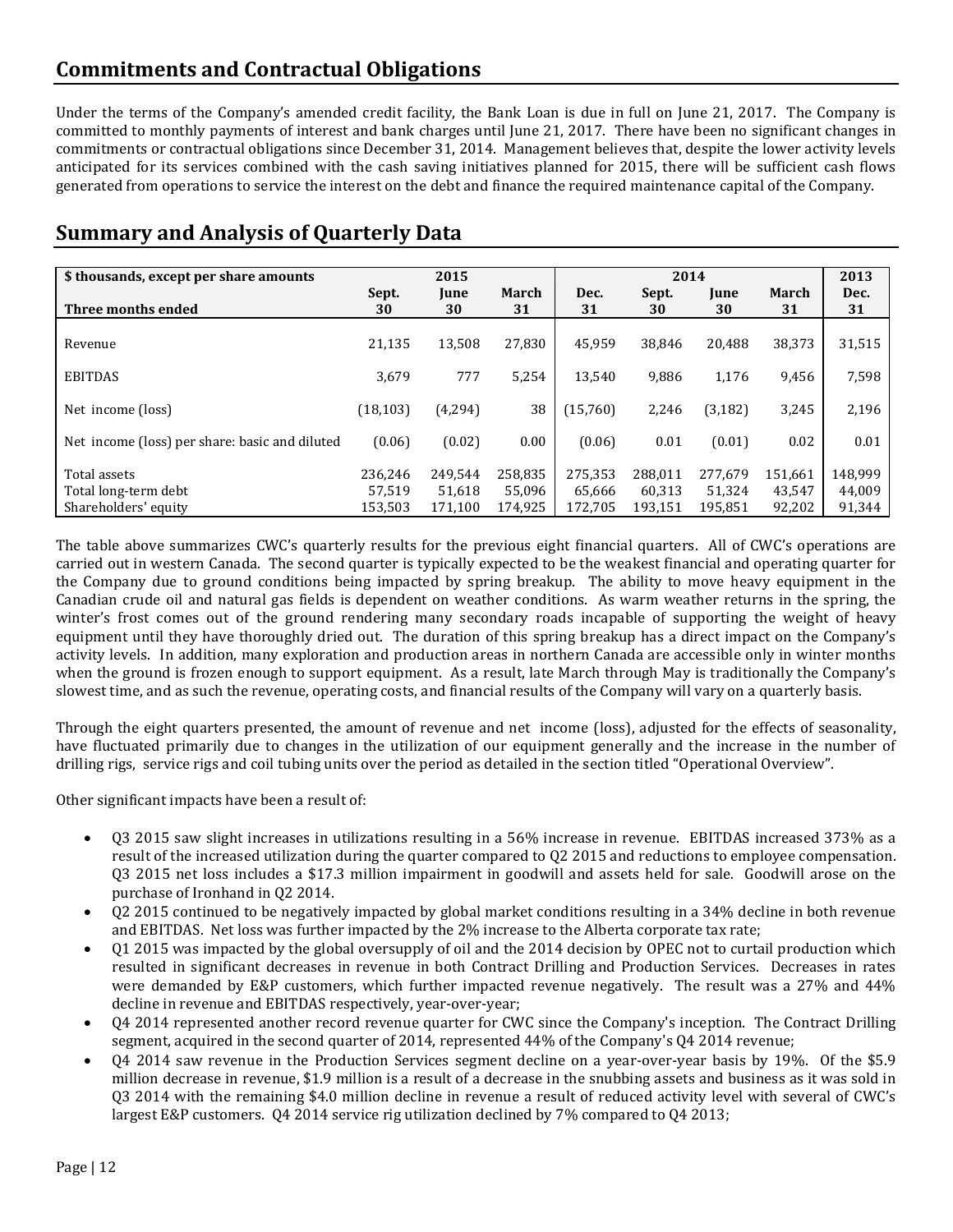## Commitments and Contractual Obligations

Under the terms of the Company's amended credit facility, the Bank Loan is due in full on June 21, 2017. The Company is committed to monthly payments of interest and bank charges until June 21, 2017. There have been no significant changes in commitments or contractual obligations since December 31, 2014. Management believes that, despite the lower activity levels anticipated for its services combined with the cash saving initiatives planned for 2015, there will be sufficient cash flows generated from operations to service the interest on the debt and finance the required maintenance capital of the Company.

## Summary and Analysis of Quarterly Data

| $ thousands, except per share amounts | 2015 | | | 2014 | | | | 2013 |
|---|---|---|---|---|---|---|---|---|
| Three months ended | Sept. 30 | June 30 | March 31 | Dec. 31 | Sept. 30 | June 30 | March 31 | Dec. 31 |
| Revenue | 21,135 | 13,508 | 27,830 | 45,959 | 38,846 | 20,488 | 38,373 | 31,515 |
| EBITDAS | 3,679 | 777 | 5,254 | 13,540 | 9,886 | 1,176 | 9,456 | 7,598 |
| Net income (loss) | (18,103) | (4,294) | 38 | (15,760) | 2,246 | (3,182) | 3,245 | 2,196 |
| Net income (loss) per share: basic and diluted | (0.06) | (0.02) | 0.00 | (0.06) | 0.01 | (0.01) | 0.02 | 0.01 |
| Total assets | 236,246 | 249,544 | 258,835 | 275,353 | 288,011 | 277,679 | 151,661 | 148,999 |
| Total long-term debt | 57,519 | 51,618 | 55,096 | 65,666 | 60,313 | 51,324 | 43,547 | 44,009 |
| Shareholders' equity | 153,503 | 171,100 | 174,925 | 172,705 | 193,151 | 195,851 | 92,202 | 91,344 |

The table above summarizes CWC's quarterly results for the previous eight financial quarters. All of CWC's operations are carried out in western Canada. The second quarter is typically expected to be the weakest financial and operating quarter for the Company due to ground conditions being impacted by spring breakup. The ability to move heavy equipment in the Canadian crude oil and natural gas fields is dependent on weather conditions. As warm weather returns in the spring, the winter's frost comes out of the ground rendering many secondary roads incapable of supporting the weight of heavy equipment until they have thoroughly dried out. The duration of this spring breakup has a direct impact on the Company's activity levels. In addition, many exploration and production areas in northern Canada are accessible only in winter months when the ground is frozen enough to support equipment. As a result, late March through May is traditionally the Company's slowest time, and as such the revenue, operating costs, and financial results of the Company will vary on a quarterly basis.

Through the eight quarters presented, the amount of revenue and net income (loss), adjusted for the effects of seasonality, have fluctuated primarily due to changes in the utilization of our equipment generally and the increase in the number of drilling rigs, service rigs and coil tubing units over the period as detailed in the section titled "Operational Overview".

Other significant impacts have been a result of:

- Q3 2015 saw slight increases in utilizations resulting in a 56% increase in revenue. EBITDAS increased 373% as a result of the increased utilization during the quarter compared to Q2 2015 and reductions to employee compensation. Q3 2015 net loss includes a $17.3 million impairment in goodwill and assets held for sale. Goodwill arose on the purchase of Ironhand in Q2 2014.
- Q2 2015 continued to be negatively impacted by global market conditions resulting in a 34% decline in both revenue and EBITDAS. Net loss was further impacted by the 2% increase to the Alberta corporate tax rate;
- Q1 2015 was impacted by the global oversupply of oil and the 2014 decision by OPEC not to curtail production which resulted in significant decreases in revenue in both Contract Drilling and Production Services. Decreases in rates were demanded by E&P customers, which further impacted revenue negatively. The result was a 27% and 44% decline in revenue and EBITDAS respectively, year-over-year;
- Q4 2014 represented another record revenue quarter for CWC since the Company's inception. The Contract Drilling segment, acquired in the second quarter of 2014, represented 44% of the Company's Q4 2014 revenue;
- Q4 2014 saw revenue in the Production Services segment decline on a year-over-year basis by 19%. Of the $5.9 million decrease in revenue, $1.9 million is a result of a decrease in the snubbing assets and business as it was sold in Q3 2014 with the remaining $4.0 million decline in revenue a result of reduced activity level with several of CWC's largest E&P customers. Q4 2014 service rig utilization declined by 7% compared to Q4 2013;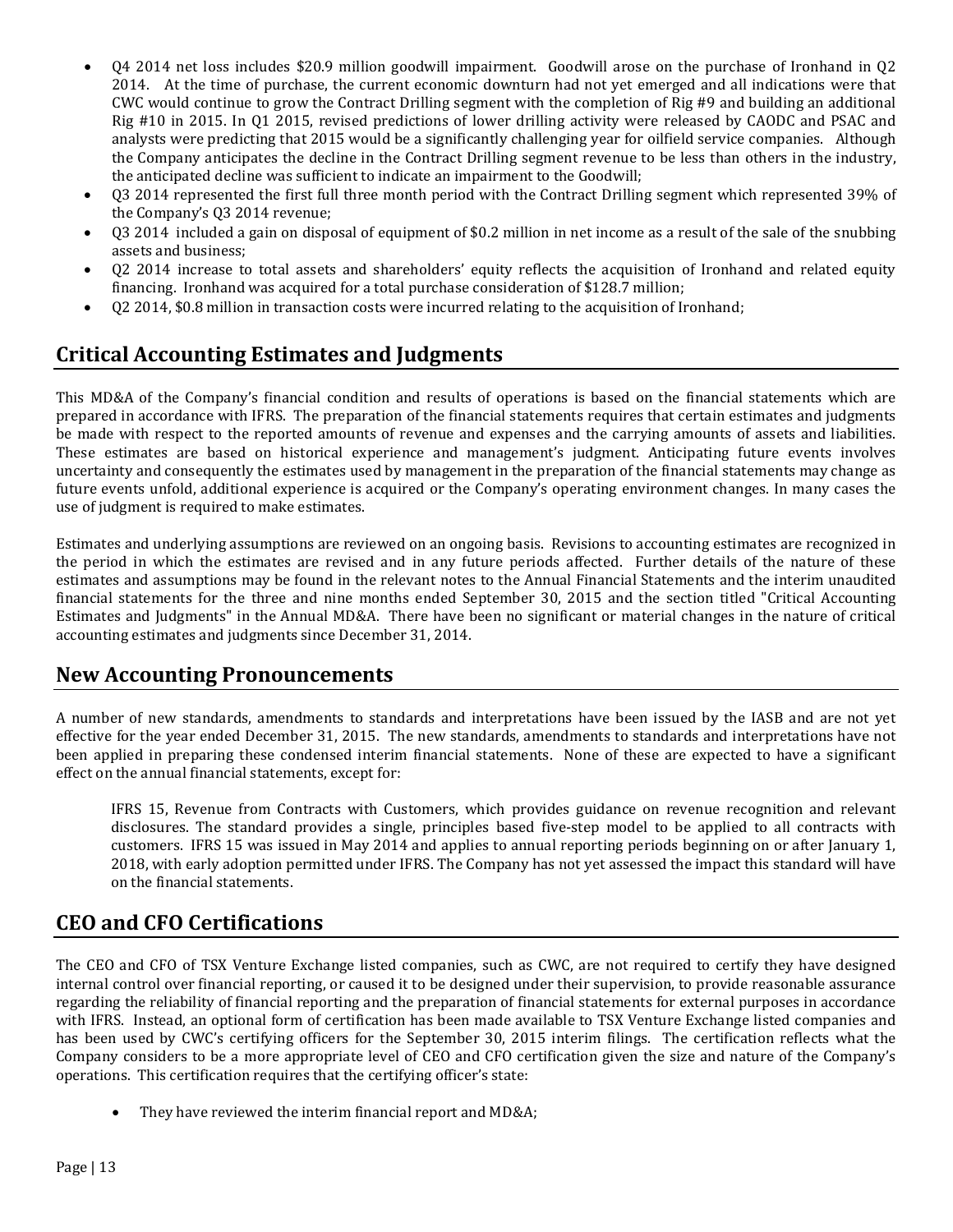- Q4 2014 net loss includes $20.9 million goodwill impairment. Goodwill arose on the purchase of Ironhand in Q2 2014. At the time of purchase, the current economic downturn had not yet emerged and all indications were that CWC would continue to grow the Contract Drilling segment with the completion of Rig #9 and building an additional Rig #10 in 2015. In Q1 2015, revised predictions of lower drilling activity were released by CAODC and PSAC and analysts were predicting that 2015 would be a significantly challenging year for oilfield service companies. Although the Company anticipates the decline in the Contract Drilling segment revenue to be less than others in the industry, the anticipated decline was sufficient to indicate an impairment to the Goodwill;
- Q3 2014 represented the first full three month period with the Contract Drilling segment which represented 39% of the Company's Q3 2014 revenue;
- Q3 2014 included a gain on disposal of equipment of $0.2 million in net income as a result of the sale of the snubbing assets and business;
- Q2 2014 increase to total assets and shareholders' equity reflects the acquisition of Ironhand and related equity financing. Ironhand was acquired for a total purchase consideration of $128.7 million;
- Q2 2014, $0.8 million in transaction costs were incurred relating to the acquisition of Ironhand;

## Critical Accounting Estimates and Judgments

This MD&A of the Company's financial condition and results of operations is based on the financial statements which are prepared in accordance with IFRS. The preparation of the financial statements requires that certain estimates and judgments be made with respect to the reported amounts of revenue and expenses and the carrying amounts of assets and liabilities. These estimates are based on historical experience and management's judgment. Anticipating future events involves uncertainty and consequently the estimates used by management in the preparation of the financial statements may change as future events unfold, additional experience is acquired or the Company's operating environment changes. In many cases the use of judgment is required to make estimates.

Estimates and underlying assumptions are reviewed on an ongoing basis. Revisions to accounting estimates are recognized in the period in which the estimates are revised and in any future periods affected. Further details of the nature of these estimates and assumptions may be found in the relevant notes to the Annual Financial Statements and the interim unaudited financial statements for the three and nine months ended September 30, 2015 and the section titled "Critical Accounting Estimates and Judgments" in the Annual MD&A. There have been no significant or material changes in the nature of critical accounting estimates and judgments since December 31, 2014.

## New Accounting Pronouncements

A number of new standards, amendments to standards and interpretations have been issued by the IASB and are not yet effective for the year ended December 31, 2015. The new standards, amendments to standards and interpretations have not been applied in preparing these condensed interim financial statements. None of these are expected to have a significant effect on the annual financial statements, except for:

> IFRS 15, Revenue from Contracts with Customers, which provides guidance on revenue recognition and relevant disclosures. The standard provides a single, principles based five-step model to be applied to all contracts with customers. IFRS 15 was issued in May 2014 and applies to annual reporting periods beginning on or after January 1, 2018, with early adoption permitted under IFRS. The Company has not yet assessed the impact this standard will have on the financial statements.

## CEO and CFO Certifications

The CEO and CFO of TSX Venture Exchange listed companies, such as CWC, are not required to certify they have designed internal control over financial reporting, or caused it to be designed under their supervision, to provide reasonable assurance regarding the reliability of financial reporting and the preparation of financial statements for external purposes in accordance with IFRS. Instead, an optional form of certification has been made available to TSX Venture Exchange listed companies and has been used by CWC's certifying officers for the September 30, 2015 interim filings. The certification reflects what the Company considers to be a more appropriate level of CEO and CFO certification given the size and nature of the Company's operations. This certification requires that the certifying officer's state:

- They have reviewed the interim financial report and MD&A;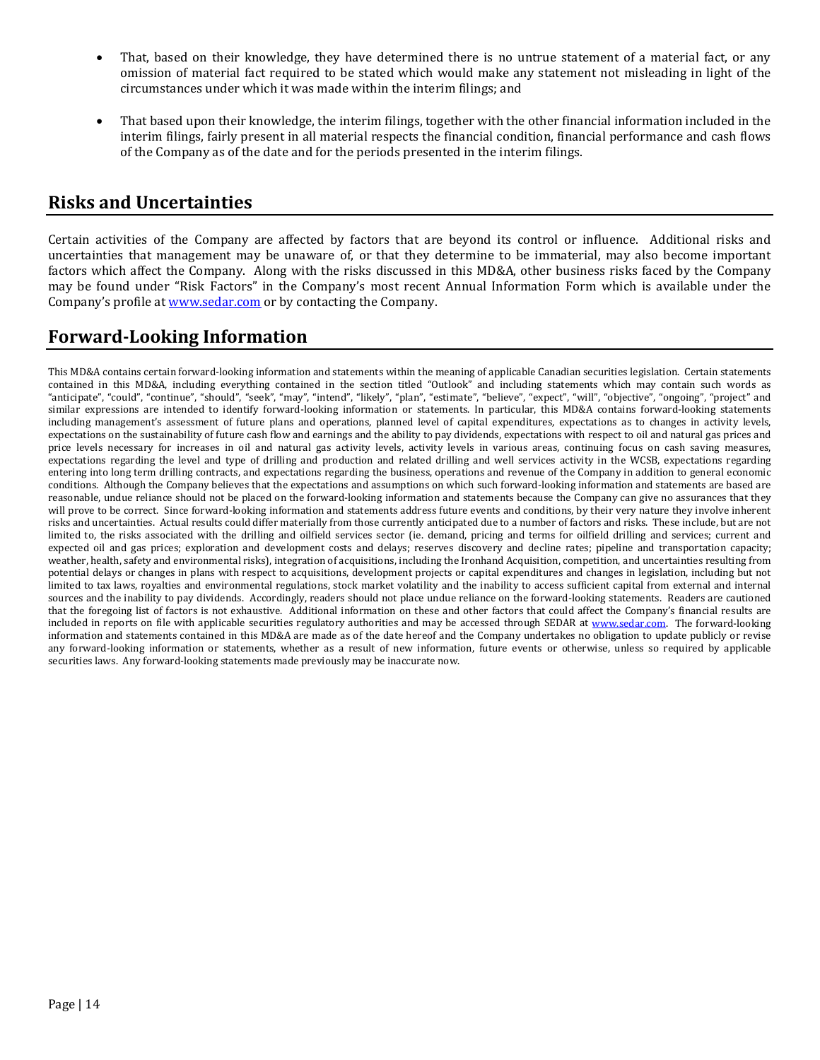- That, based on their knowledge, they have determined there is no untrue statement of a material fact, or any omission of material fact required to be stated which would make any statement not misleading in light of the circumstances under which it was made within the interim filings; and

- That based upon their knowledge, the interim filings, together with the other financial information included in the interim filings, fairly present in all material respects the financial condition, financial performance and cash flows of the Company as of the date and for the periods presented in the interim filings.

## Risks and Uncertainties

Certain activities of the Company are affected by factors that are beyond its control or influence. Additional risks and uncertainties that management may be unaware of, or that they determine to be immaterial, may also become important factors which affect the Company. Along with the risks discussed in this MD&A, other business risks faced by the Company may be found under "Risk Factors" in the Company's most recent Annual Information Form which is available under the Company's profile at www.sedar.com or by contacting the Company.

## Forward-Looking Information

This MD&A contains certain forward-looking information and statements within the meaning of applicable Canadian securities legislation. Certain statements contained in this MD&A, including everything contained in the section titled "Outlook" and including statements which may contain such words as "anticipate", "could", "continue", "should", "seek", "may", "intend", "likely", "plan", "estimate", "believe", "expect", "will", "objective", "ongoing", "project" and similar expressions are intended to identify forward-looking information or statements. In particular, this MD&A contains forward-looking statements including management's assessment of future plans and operations, planned level of capital expenditures, expectations as to changes in activity levels, expectations on the sustainability of future cash flow and earnings and the ability to pay dividends, expectations with respect to oil and natural gas prices and price levels necessary for increases in oil and natural gas activity levels, activity levels in various areas, continuing focus on cash saving measures, expectations regarding the level and type of drilling and production and related drilling and well services activity in the WCSB, expectations regarding entering into long term drilling contracts, and expectations regarding the business, operations and revenue of the Company in addition to general economic conditions. Although the Company believes that the expectations and assumptions on which such forward-looking information and statements are based are reasonable, undue reliance should not be placed on the forward-looking information and statements because the Company can give no assurances that they will prove to be correct. Since forward-looking information and statements address future events and conditions, by their very nature they involve inherent risks and uncertainties. Actual results could differ materially from those currently anticipated due to a number of factors and risks. These include, but are not limited to, the risks associated with the drilling and oilfield services sector (ie. demand, pricing and terms for oilfield drilling and services; current and expected oil and gas prices; exploration and development costs and delays; reserves discovery and decline rates; pipeline and transportation capacity; weather, health, safety and environmental risks), integration of acquisitions, including the Ironhand Acquisition, competition, and uncertainties resulting from potential delays or changes in plans with respect to acquisitions, development projects or capital expenditures and changes in legislation, including but not limited to tax laws, royalties and environmental regulations, stock market volatility and the inability to access sufficient capital from external and internal sources and the inability to pay dividends. Accordingly, readers should not place undue reliance on the forward-looking statements. Readers are cautioned that the foregoing list of factors is not exhaustive. Additional information on these and other factors that could affect the Company's financial results are included in reports on file with applicable securities regulatory authorities and may be accessed through SEDAR at www.sedar.com. The forward-looking information and statements contained in this MD&A are made as of the date hereof and the Company undertakes no obligation to update publicly or revise any forward-looking information or statements, whether as a result of new information, future events or otherwise, unless so required by applicable securities laws. Any forward-looking statements made previously may be inaccurate now.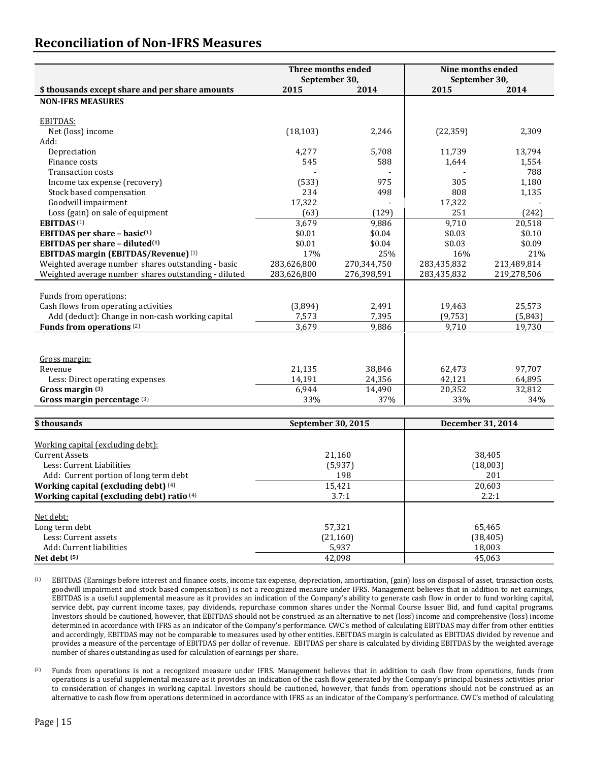# Reconciliation of Non-IFRS Measures

| $ thousands except share and per share amounts | Three months ended September 30, 2015 | Three months ended September 30, 2014 | Nine months ended September 30, 2015 | Nine months ended September 30, 2014 |
|---|---|---|---|---|
| **NON-IFRS MEASURES** | | | | |
| EBITDAS: | | | | |
| Net (loss) income | (18,103) | 2,246 | (22,359) | 2,309 |
| Add: | | | | |
| Depreciation | 4,277 | 5,708 | 11,739 | 13,794 |
| Finance costs | 545 | 588 | 1,644 | 1,554 |
| Transaction costs | - | - | - | 788 |
| Income tax expense (recovery) | (533) | 975 | 305 | 1,180 |
| Stock based compensation | 234 | 498 | 808 | 1,135 |
| Goodwill impairment | 17,322 | - | 17,322 | - |
| Loss (gain) on sale of equipment | (63) | (129) | 251 | (242) |
| **EBITDAS** (1) | 3,679 | 9,886 | 9,710 | 20,518 |
| **EBITDAS per share – basic(1)** | $0.01 | $0.04 | $0.03 | $0.10 |
| **EBITDAS per share – diluted(1)** | $0.01 | $0.04 | $0.03 | $0.09 |
| **EBITDAS margin (EBITDAS/Revenue)** (1) | 17% | 25% | 16% | 21% |
| Weighted average number shares outstanding - basic | 283,626,800 | 270,344,750 | 283,435,832 | 213,489,814 |
| Weighted average number shares outstanding - diluted | 283,626,800 | 276,398,591 | 283,435,832 | 219,278,506 |
| Funds from operations: | | | | |
| Cash flows from operating activities | (3,894) | 2,491 | 19,463 | 25,573 |
| Add (deduct): Change in non-cash working capital | 7,573 | 7,395 | (9,753) | (5,843) |
| **Funds from operations** (2) | 3,679 | 9,886 | 9,710 | 19,730 |
| Gross margin: | | | | |
| Revenue | 21,135 | 38,846 | 62,473 | 97,707 |
| Less: Direct operating expenses | 14,191 | 24,356 | 42,121 | 64,895 |
| **Gross margin (3)** | 6,944 | 14,490 | 20,352 | 32,812 |
| **Gross margin percentage** (3) | 33% | 37% | 33% | 34% |

| $ thousands | September 30, 2015 | December 31, 2014 |
|---|---|---|
| Working capital (excluding debt): | | |
| Current Assets | 21,160 | 38,405 |
| Less: Current Liabilities | (5,937) | (18,003) |
| Add: Current portion of long term debt | 198 | 201 |
| **Working capital (excluding debt)** (4) | 15,421 | 20,603 |
| **Working capital (excluding debt) ratio** (4) | 3.7:1 | 2.2:1 |
| Net debt: | | |
| Long term debt | 57,321 | 65,465 |
| Less: Current assets | (21,160) | (38,405) |
| Add: Current liabilities | 5,937 | 18,003 |
| **Net debt (5)** | 42,098 | 45,063 |

(1) EBITDAS (Earnings before interest and finance costs, income tax expense, depreciation, amortization, (gain) loss on disposal of asset, transaction costs, goodwill impairment and stock based compensation) is not a recognized measure under IFRS. Management believes that in addition to net earnings, EBITDAS is a useful supplemental measure as it provides an indication of the Company's ability to generate cash flow in order to fund working capital, service debt, pay current income taxes, pay dividends, repurchase common shares under the Normal Course Issuer Bid, and fund capital programs. Investors should be cautioned, however, that EBITDAS should not be construed as an alternative to net (loss) income and comprehensive (loss) income determined in accordance with IFRS as an indicator of the Company's performance. CWC's method of calculating EBITDAS may differ from other entities and accordingly, EBITDAS may not be comparable to measures used by other entities. EBITDAS margin is calculated as EBITDAS divided by revenue and provides a measure of the percentage of EBITDAS per dollar of revenue. EBITDAS per share is calculated by dividing EBITDAS by the weighted average number of shares outstanding as used for calculation of earnings per share.

(2) Funds from operations is not a recognized measure under IFRS. Management believes that in addition to cash flow from operations, funds from operations is a useful supplemental measure as it provides an indication of the cash flow generated by the Company's principal business activities prior to consideration of changes in working capital. Investors should be cautioned, however, that funds from operations should not be construed as an alternative to cash flow from operations determined in accordance with IFRS as an indicator of the Company's performance. CWC's method of calculating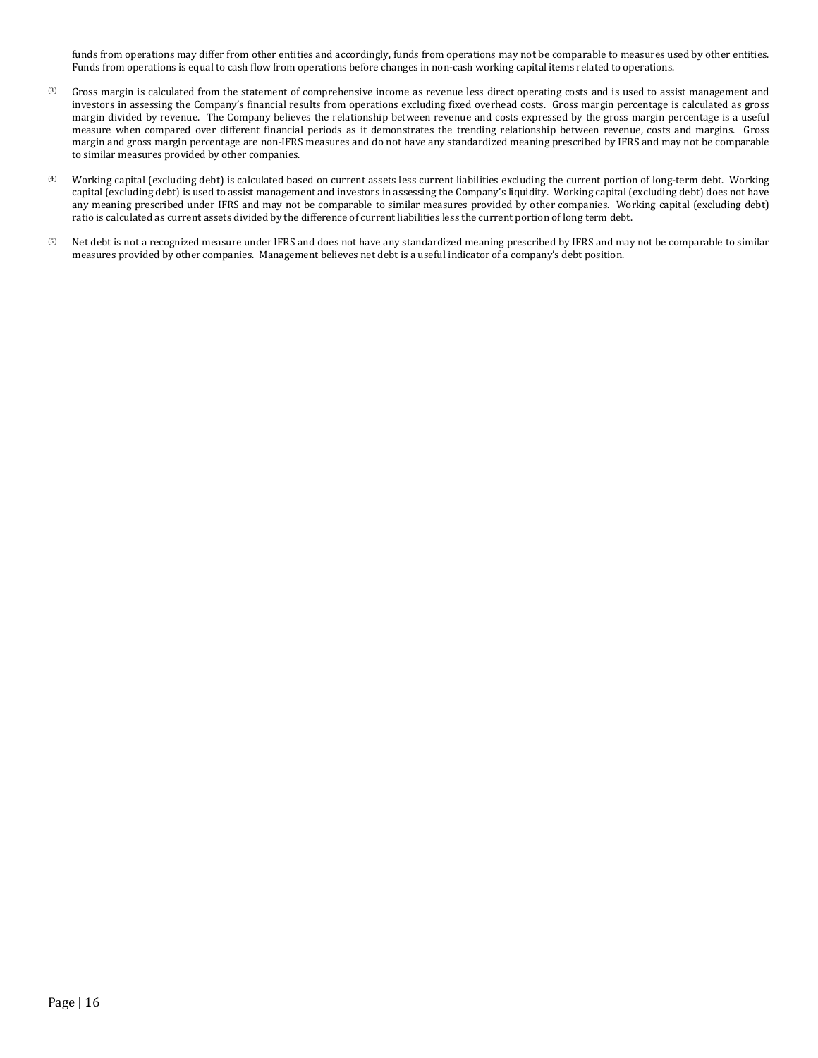funds from operations may differ from other entities and accordingly, funds from operations may not be comparable to measures used by other entities. Funds from operations is equal to cash flow from operations before changes in non-cash working capital items related to operations.

(3) Gross margin is calculated from the statement of comprehensive income as revenue less direct operating costs and is used to assist management and investors in assessing the Company's financial results from operations excluding fixed overhead costs. Gross margin percentage is calculated as gross margin divided by revenue. The Company believes the relationship between revenue and costs expressed by the gross margin percentage is a useful measure when compared over different financial periods as it demonstrates the trending relationship between revenue, costs and margins. Gross margin and gross margin percentage are non-IFRS measures and do not have any standardized meaning prescribed by IFRS and may not be comparable to similar measures provided by other companies.

(4) Working capital (excluding debt) is calculated based on current assets less current liabilities excluding the current portion of long-term debt. Working capital (excluding debt) is used to assist management and investors in assessing the Company's liquidity. Working capital (excluding debt) does not have any meaning prescribed under IFRS and may not be comparable to similar measures provided by other companies. Working capital (excluding debt) ratio is calculated as current assets divided by the difference of current liabilities less the current portion of long term debt.

(5) Net debt is not a recognized measure under IFRS and does not have any standardized meaning prescribed by IFRS and may not be comparable to similar measures provided by other companies. Management believes net debt is a useful indicator of a company's debt position.